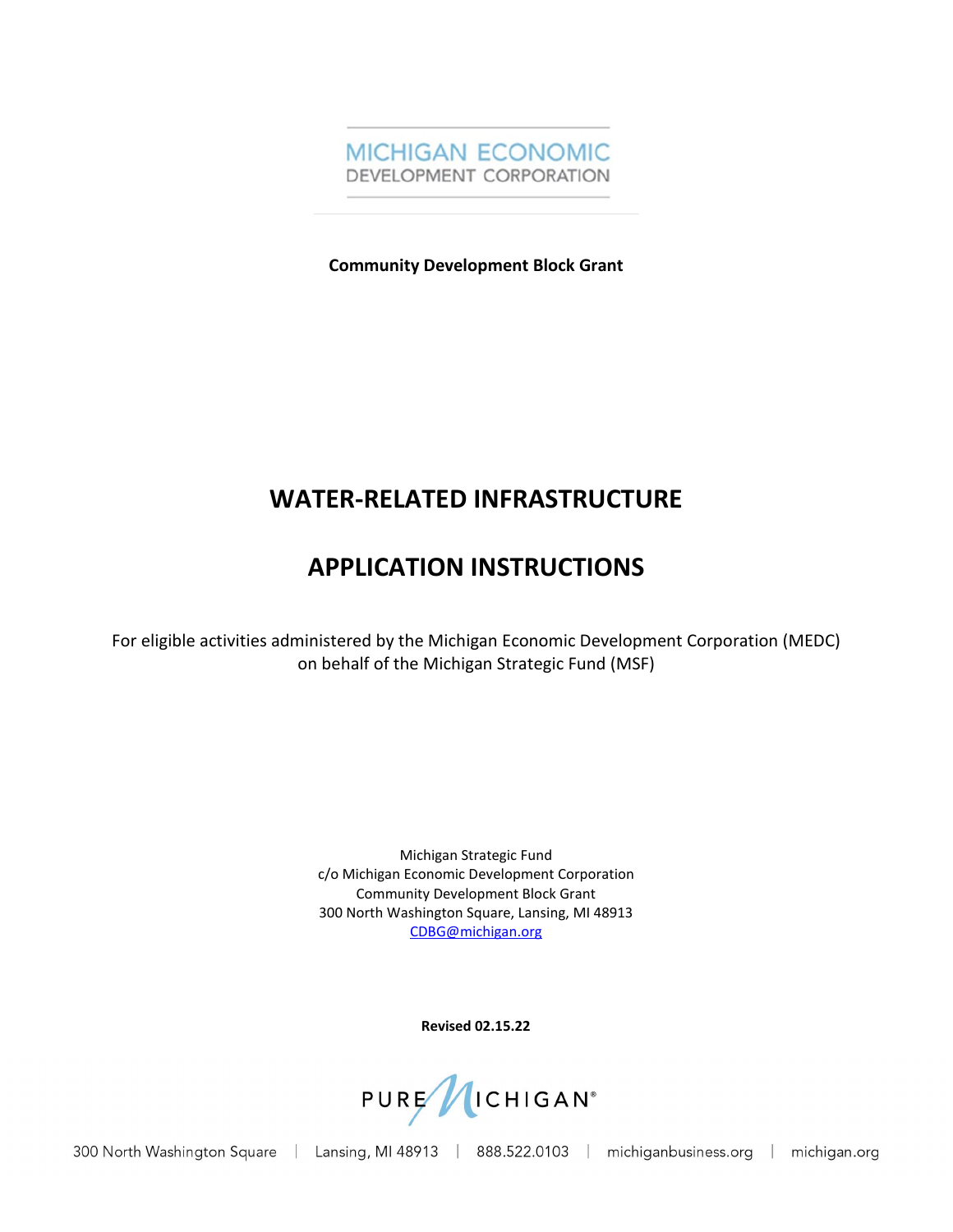MICHIGAN ECONOMIC
DEVELOPMENT CORPORATION

**Community Development Block Grant**

# WATER-RELATED INFRASTRUCTURE

# APPLICATION INSTRUCTIONS

For eligible activities administered by the Michigan Economic Development Corporation (MEDC) on behalf of the Michigan Strategic Fund (MSF)

Michigan Strategic Fund
c/o Michigan Economic Development Corporation
Community Development Block Grant
300 North Washington Square, Lansing, MI 48913
CDBG@michigan.org

**Revised 02.15.22**

PURE MICHIGAN®

300 North Washington Square | Lansing, MI 48913 | 888.522.0103 | michiganbusiness.org | michigan.org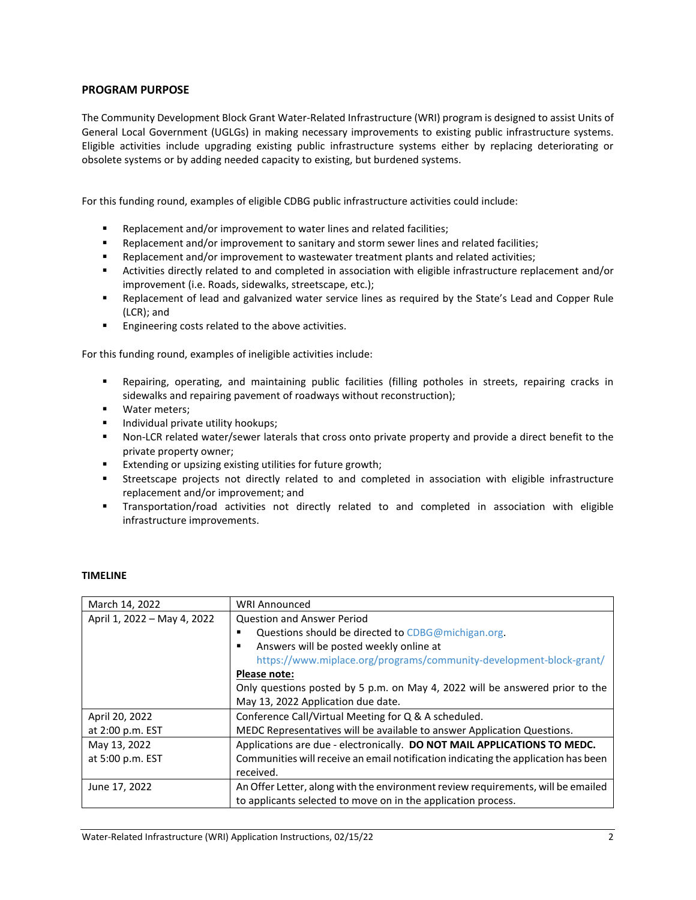## PROGRAM PURPOSE

The Community Development Block Grant Water-Related Infrastructure (WRI) program is designed to assist Units of General Local Government (UGLGs) in making necessary improvements to existing public infrastructure systems. Eligible activities include upgrading existing public infrastructure systems either by replacing deteriorating or obsolete systems or by adding needed capacity to existing, but burdened systems.

For this funding round, examples of eligible CDBG public infrastructure activities could include:

- Replacement and/or improvement to water lines and related facilities;
- Replacement and/or improvement to sanitary and storm sewer lines and related facilities;
- Replacement and/or improvement to wastewater treatment plants and related activities;
- Activities directly related to and completed in association with eligible infrastructure replacement and/or improvement (i.e. Roads, sidewalks, streetscape, etc.);
- Replacement of lead and galvanized water service lines as required by the State's Lead and Copper Rule (LCR); and
- Engineering costs related to the above activities.

For this funding round, examples of ineligible activities include:

- Repairing, operating, and maintaining public facilities (filling potholes in streets, repairing cracks in sidewalks and repairing pavement of roadways without reconstruction);
- Water meters;
- Individual private utility hookups;
- Non-LCR related water/sewer laterals that cross onto private property and provide a direct benefit to the private property owner;
- Extending or upsizing existing utilities for future growth;
- Streetscape projects not directly related to and completed in association with eligible infrastructure replacement and/or improvement; and
- Transportation/road activities not directly related to and completed in association with eligible infrastructure improvements.

## TIMELINE

| Date | Event |
|---|---|
| March 14, 2022 | WRI Announced |
| April 1, 2022 – May 4, 2022 | Question and Answer Period<br>▪ Questions should be directed to CDBG@michigan.org.<br>▪ Answers will be posted weekly online at https://www.miplace.org/programs/community-development-block-grant/<br>**Please note:**<br>Only questions posted by 5 p.m. on May 4, 2022 will be answered prior to the May 13, 2022 Application due date. |
| April 20, 2022 at 2:00 p.m. EST | Conference Call/Virtual Meeting for Q & A scheduled.<br>MEDC Representatives will be available to answer Application Questions. |
| May 13, 2022 at 5:00 p.m. EST | Applications are due - electronically. **DO NOT MAIL APPLICATIONS TO MEDC.**<br>Communities will receive an email notification indicating the application has been received. |
| June 17, 2022 | An Offer Letter, along with the environment review requirements, will be emailed to applicants selected to move on in the application process. |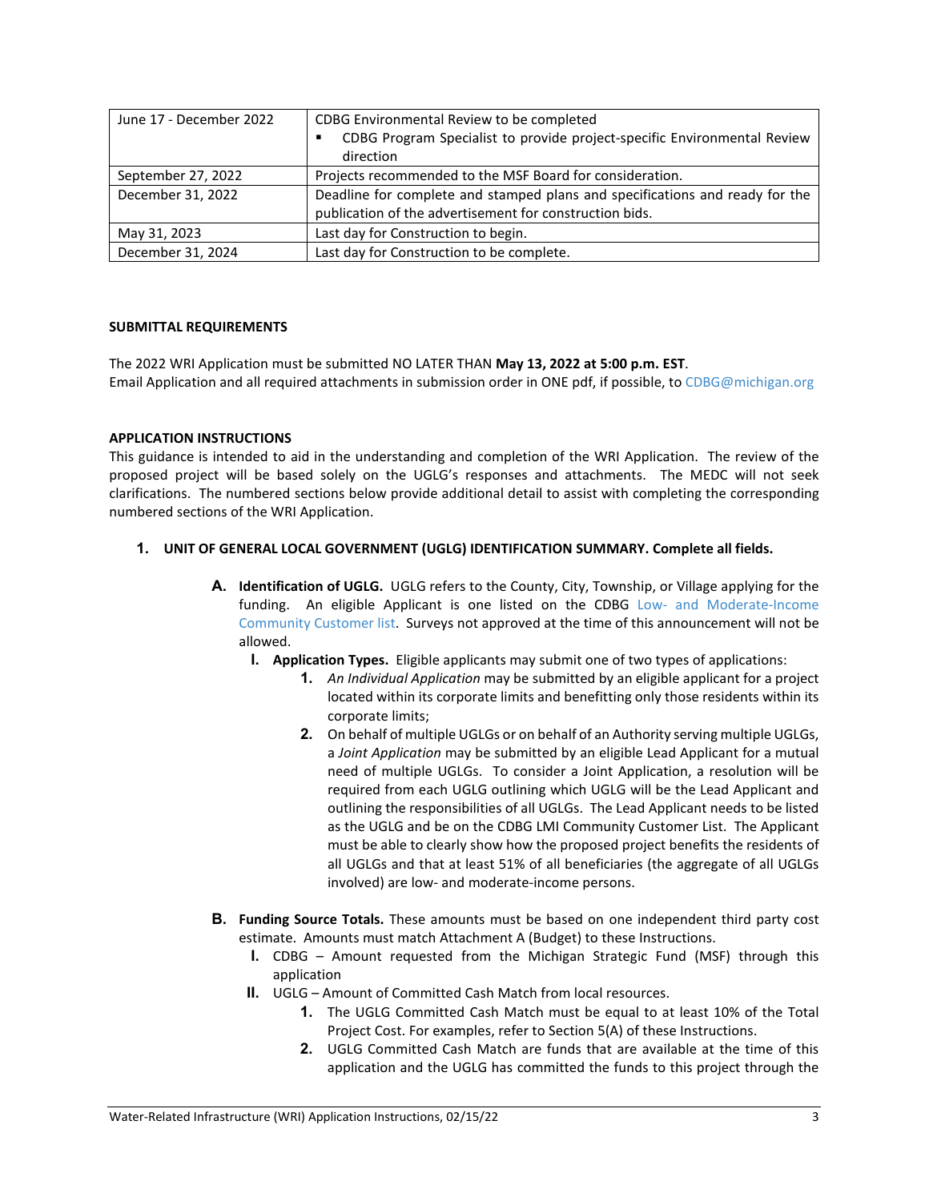| June 17 - December 2022 | CDBG Environmental Review to be completed<br>▪ CDBG Program Specialist to provide project-specific Environmental Review direction |
|---|---|
| September 27, 2022 | Projects recommended to the MSF Board for consideration. |
| December 31, 2022 | Deadline for complete and stamped plans and specifications and ready for the publication of the advertisement for construction bids. |
| May 31, 2023 | Last day for Construction to begin. |
| December 31, 2024 | Last day for Construction to be complete. |

**SUBMITTAL REQUIREMENTS**

The 2022 WRI Application must be submitted NO LATER THAN **May 13, 2022 at 5:00 p.m. EST**.
Email Application and all required attachments in submission order in ONE pdf, if possible, to CDBG@michigan.org

**APPLICATION INSTRUCTIONS**

This guidance is intended to aid in the understanding and completion of the WRI Application. The review of the proposed project will be based solely on the UGLG's responses and attachments. The MEDC will not seek clarifications. The numbered sections below provide additional detail to assist with completing the corresponding numbered sections of the WRI Application.

1. **UNIT OF GENERAL LOCAL GOVERNMENT (UGLG) IDENTIFICATION SUMMARY. Complete all fields.**

   A. **Identification of UGLG.** UGLG refers to the County, City, Township, or Village applying for the funding. An eligible Applicant is one listed on the CDBG Low- and Moderate-Income Community Customer list. Surveys not approved at the time of this announcement will not be allowed.

      I. **Application Types.** Eligible applicants may submit one of two types of applications:

         1. *An Individual Application* may be submitted by an eligible applicant for a project located within its corporate limits and benefitting only those residents within its corporate limits;
         2. On behalf of multiple UGLGs or on behalf of an Authority serving multiple UGLGs, a *Joint Application* may be submitted by an eligible Lead Applicant for a mutual need of multiple UGLGs. To consider a Joint Application, a resolution will be required from each UGLG outlining which UGLG will be the Lead Applicant and outlining the responsibilities of all UGLGs. The Lead Applicant needs to be listed as the UGLG and be on the CDBG LMI Community Customer List. The Applicant must be able to clearly show how the proposed project benefits the residents of all UGLGs and that at least 51% of all beneficiaries (the aggregate of all UGLGs involved) are low- and moderate-income persons.

   B. **Funding Source Totals.** These amounts must be based on one independent third party cost estimate. Amounts must match Attachment A (Budget) to these Instructions.

      I. CDBG – Amount requested from the Michigan Strategic Fund (MSF) through this application

      II. UGLG – Amount of Committed Cash Match from local resources.

         1. The UGLG Committed Cash Match must be equal to at least 10% of the Total Project Cost. For examples, refer to Section 5(A) of these Instructions.
         2. UGLG Committed Cash Match are funds that are available at the time of this application and the UGLG has committed the funds to this project through the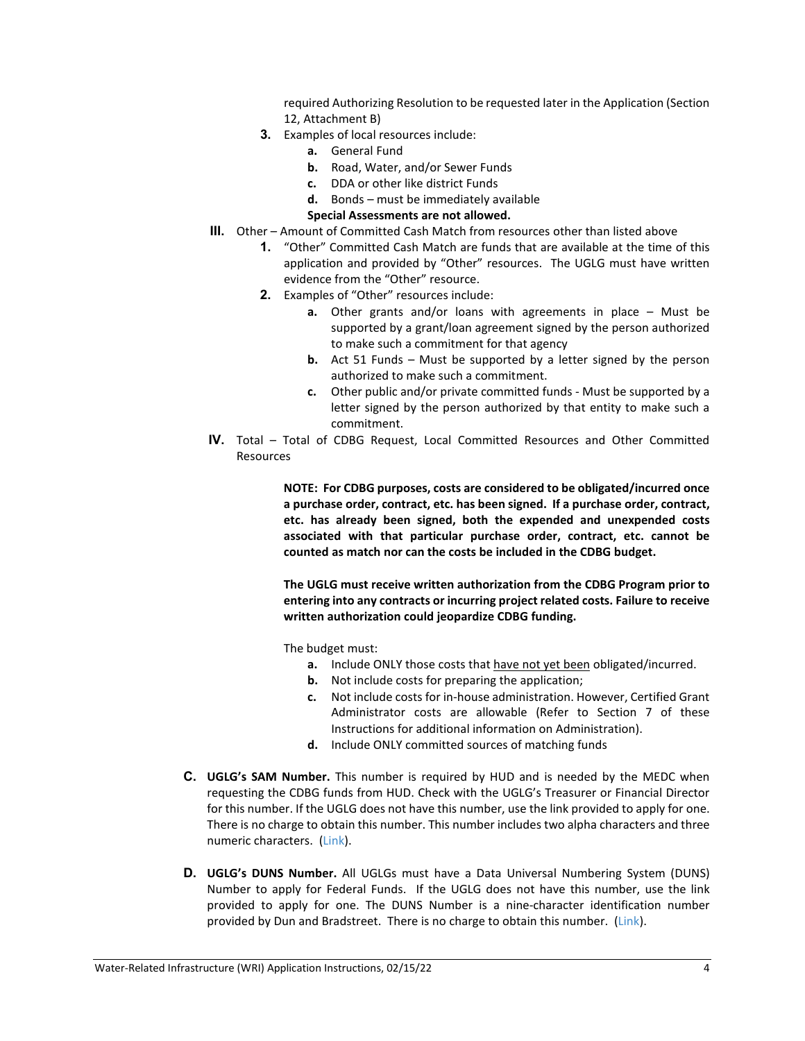required Authorizing Resolution to be requested later in the Application (Section 12, Attachment B)

3. Examples of local resources include:
    a. General Fund
    b. Road, Water, and/or Sewer Funds
    c. DDA or other like district Funds
    d. Bonds – must be immediately available

    **Special Assessments are not allowed.**

III. Other – Amount of Committed Cash Match from resources other than listed above

1. "Other" Committed Cash Match are funds that are available at the time of this application and provided by "Other" resources. The UGLG must have written evidence from the "Other" resource.
2. Examples of "Other" resources include:
    a. Other grants and/or loans with agreements in place – Must be supported by a grant/loan agreement signed by the person authorized to make such a commitment for that agency
    b. Act 51 Funds – Must be supported by a letter signed by the person authorized to make such a commitment.
    c. Other public and/or private committed funds - Must be supported by a letter signed by the person authorized by that entity to make such a commitment.

IV. Total – Total of CDBG Request, Local Committed Resources and Other Committed Resources

**NOTE: For CDBG purposes, costs are considered to be obligated/incurred once a purchase order, contract, etc. has been signed. If a purchase order, contract, etc. has already been signed, both the expended and unexpended costs associated with that particular purchase order, contract, etc. cannot be counted as match nor can the costs be included in the CDBG budget.**

**The UGLG must receive written authorization from the CDBG Program prior to entering into any contracts or incurring project related costs. Failure to receive written authorization could jeopardize CDBG funding.**

The budget must:

a. Include ONLY those costs that <u>have not yet been</u> obligated/incurred.
b. Not include costs for preparing the application;
c. Not include costs for in-house administration. However, Certified Grant Administrator costs are allowable (Refer to Section 7 of these Instructions for additional information on Administration).
d. Include ONLY committed sources of matching funds

C. **UGLG's SAM Number.** This number is required by HUD and is needed by the MEDC when requesting the CDBG funds from HUD. Check with the UGLG's Treasurer or Financial Director for this number. If the UGLG does not have this number, use the link provided to apply for one. There is no charge to obtain this number. This number includes two alpha characters and three numeric characters. (Link).

D. **UGLG's DUNS Number.** All UGLGs must have a Data Universal Numbering System (DUNS) Number to apply for Federal Funds. If the UGLG does not have this number, use the link provided to apply for one. The DUNS Number is a nine-character identification number provided by Dun and Bradstreet. There is no charge to obtain this number. (Link).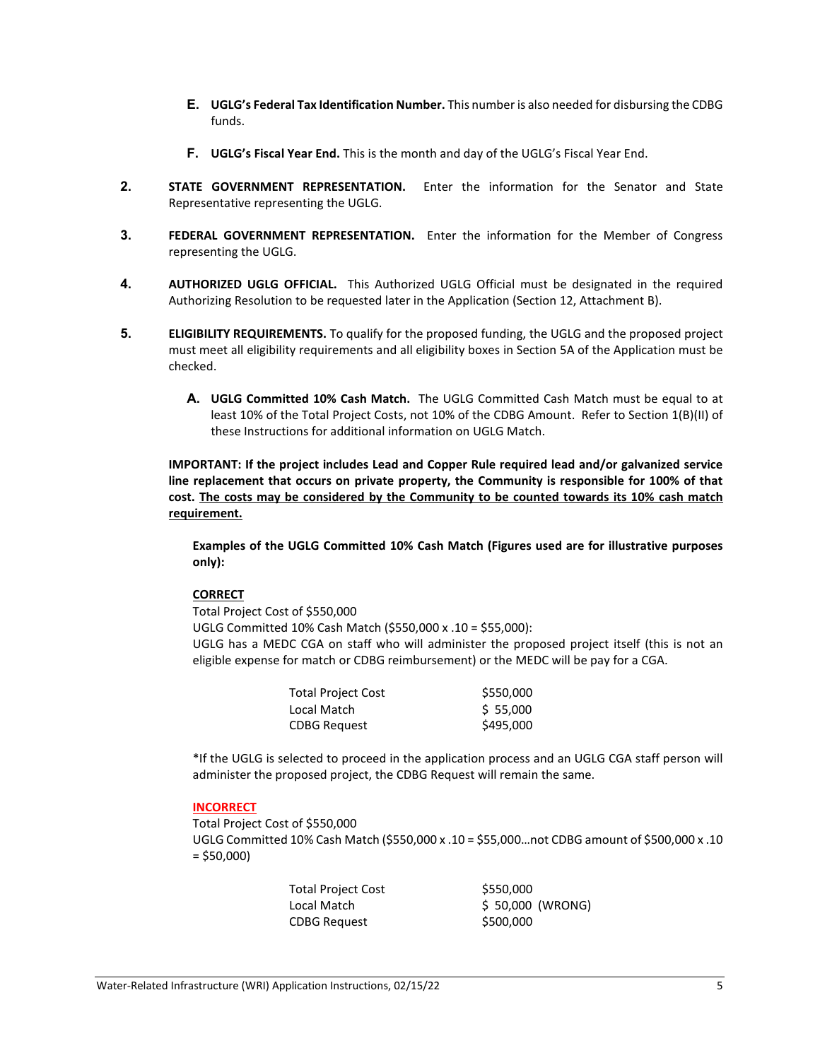E. **UGLG's Federal Tax Identification Number.** This number is also needed for disbursing the CDBG funds.

F. **UGLG's Fiscal Year End.** This is the month and day of the UGLG's Fiscal Year End.

2. **STATE GOVERNMENT REPRESENTATION.** Enter the information for the Senator and State Representative representing the UGLG.

3. **FEDERAL GOVERNMENT REPRESENTATION.** Enter the information for the Member of Congress representing the UGLG.

4. **AUTHORIZED UGLG OFFICIAL.** This Authorized UGLG Official must be designated in the required Authorizing Resolution to be requested later in the Application (Section 12, Attachment B).

5. **ELIGIBILITY REQUIREMENTS.** To qualify for the proposed funding, the UGLG and the proposed project must meet all eligibility requirements and all eligibility boxes in Section 5A of the Application must be checked.

   A. **UGLG Committed 10% Cash Match.** The UGLG Committed Cash Match must be equal to at least 10% of the Total Project Costs, not 10% of the CDBG Amount. Refer to Section 1(B)(II) of these Instructions for additional information on UGLG Match.

**IMPORTANT: If the project includes Lead and Copper Rule required lead and/or galvanized service line replacement that occurs on private property, the Community is responsible for 100% of that cost. <u>The costs may be considered by the Community to be counted towards its 10% cash match requirement.</u>**

**Examples of the UGLG Committed 10% Cash Match (Figures used are for illustrative purposes only):**

<u>**CORRECT**</u>

Total Project Cost of $550,000
UGLG Committed 10% Cash Match ($550,000 x .10 = $55,000):
UGLG has a MEDC CGA on staff who will administer the proposed project itself (this is not an eligible expense for match or CDBG reimbursement) or the MEDC will be pay for a CGA.

| | |
|---|---|
| Total Project Cost | $550,000 |
| Local Match | $ 55,000 |
| CDBG Request | $495,000 |

*If the UGLG is selected to proceed in the application process and an UGLG CGA staff person will administer the proposed project, the CDBG Request will remain the same.

<u>**INCORRECT**</u>

Total Project Cost of $550,000
UGLG Committed 10% Cash Match ($550,000 x .10 = $55,000…not CDBG amount of $500,000 x .10 = $50,000)

| | |
|---|---|
| Total Project Cost | $550,000 |
| Local Match | $ 50,000 (WRONG) |
| CDBG Request | $500,000 |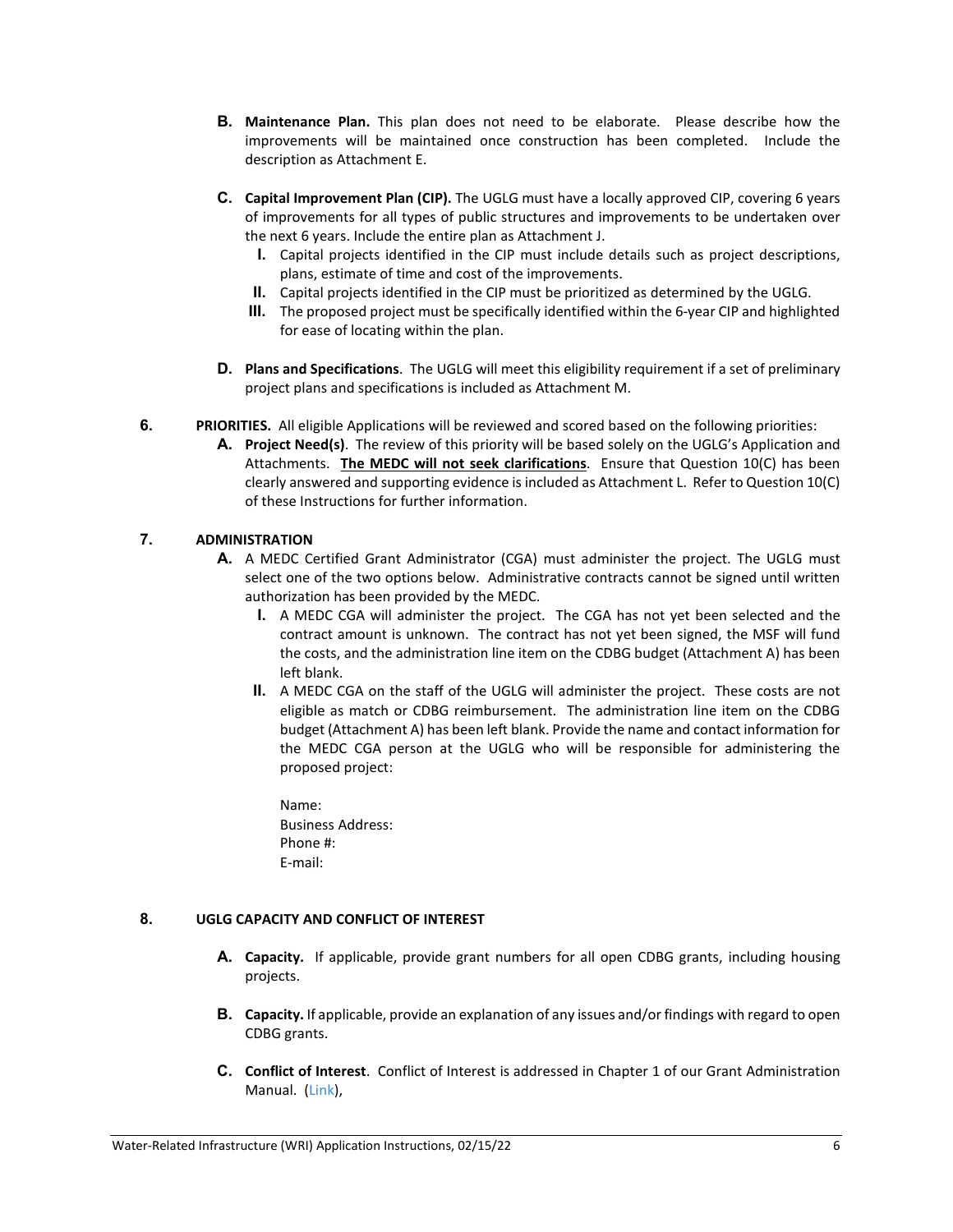**B. Maintenance Plan.** This plan does not need to be elaborate. Please describe how the improvements will be maintained once construction has been completed. Include the description as Attachment E.

**C. Capital Improvement Plan (CIP).** The UGLG must have a locally approved CIP, covering 6 years of improvements for all types of public structures and improvements to be undertaken over the next 6 years. Include the entire plan as Attachment J.

- **I.** Capital projects identified in the CIP must include details such as project descriptions, plans, estimate of time and cost of the improvements.
- **II.** Capital projects identified in the CIP must be prioritized as determined by the UGLG.
- **III.** The proposed project must be specifically identified within the 6-year CIP and highlighted for ease of locating within the plan.

**D. Plans and Specifications**. The UGLG will meet this eligibility requirement if a set of preliminary project plans and specifications is included as Attachment M.

**6. PRIORITIES.** All eligible Applications will be reviewed and scored based on the following priorities:

**A. Project Need(s)**. The review of this priority will be based solely on the UGLG's Application and Attachments. **<u>The MEDC will not seek clarifications</u>**. Ensure that Question 10(C) has been clearly answered and supporting evidence is included as Attachment L. Refer to Question 10(C) of these Instructions for further information.

**7. ADMINISTRATION**

**A.** A MEDC Certified Grant Administrator (CGA) must administer the project. The UGLG must select one of the two options below. Administrative contracts cannot be signed until written authorization has been provided by the MEDC.

- **I.** A MEDC CGA will administer the project. The CGA has not yet been selected and the contract amount is unknown. The contract has not yet been signed, the MSF will fund the costs, and the administration line item on the CDBG budget (Attachment A) has been left blank.
- **II.** A MEDC CGA on the staff of the UGLG will administer the project. These costs are not eligible as match or CDBG reimbursement. The administration line item on the CDBG budget (Attachment A) has been left blank. Provide the name and contact information for the MEDC CGA person at the UGLG who will be responsible for administering the proposed project:

  Name:
  Business Address:
  Phone #:
  E-mail:

**8. UGLG CAPACITY AND CONFLICT OF INTEREST**

**A. Capacity.** If applicable, provide grant numbers for all open CDBG grants, including housing projects.

**B. Capacity.** If applicable, provide an explanation of any issues and/or findings with regard to open CDBG grants.

**C. Conflict of Interest**. Conflict of Interest is addressed in Chapter 1 of our Grant Administration Manual. (Link),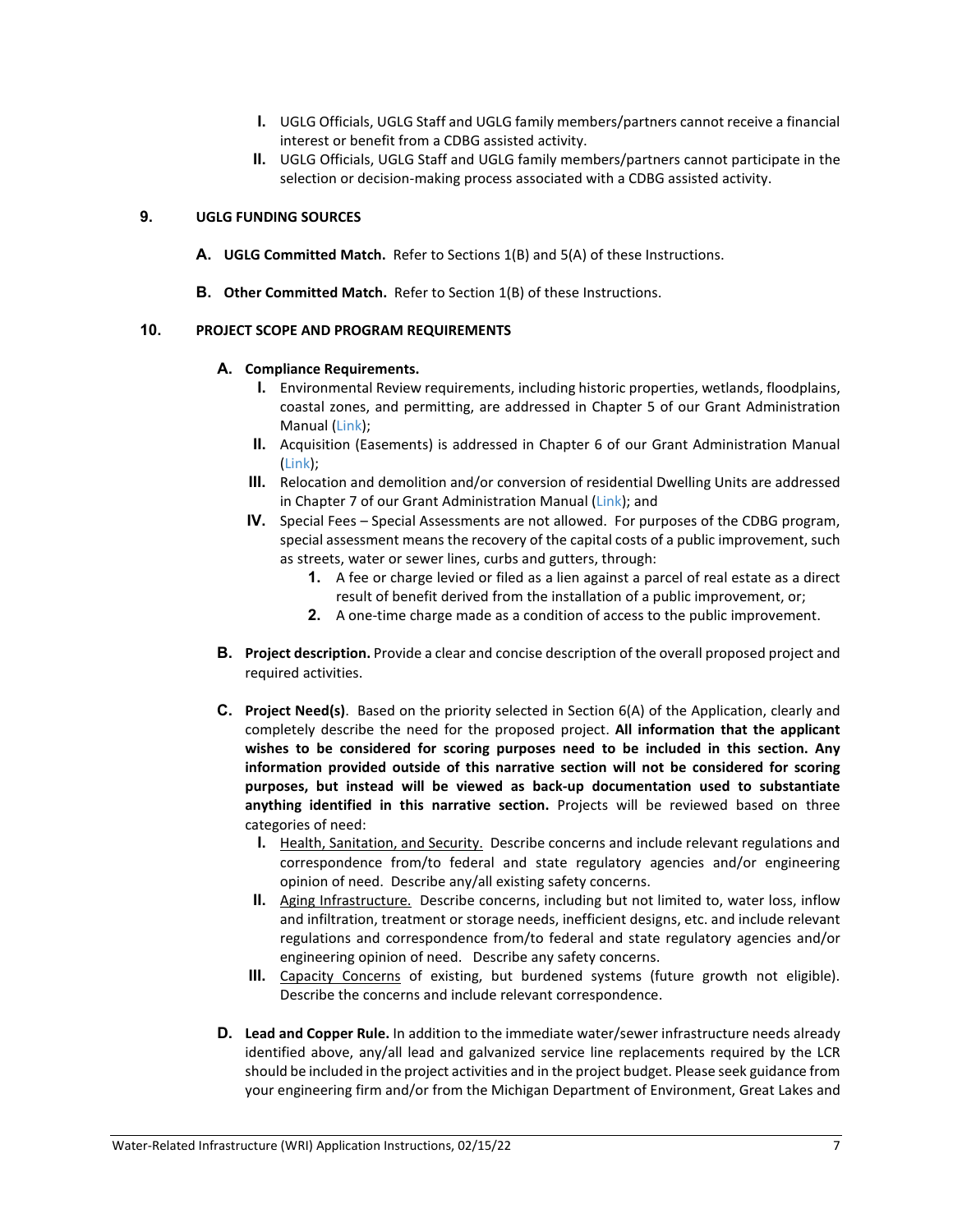- **I.** UGLG Officials, UGLG Staff and UGLG family members/partners cannot receive a financial interest or benefit from a CDBG assisted activity.
- **II.** UGLG Officials, UGLG Staff and UGLG family members/partners cannot participate in the selection or decision-making process associated with a CDBG assisted activity.

## 9. UGLG FUNDING SOURCES

**A. UGLG Committed Match.** Refer to Sections 1(B) and 5(A) of these Instructions.

**B. Other Committed Match.** Refer to Section 1(B) of these Instructions.

## 10. PROJECT SCOPE AND PROGRAM REQUIREMENTS

**A. Compliance Requirements.**

- **I.** Environmental Review requirements, including historic properties, wetlands, floodplains, coastal zones, and permitting, are addressed in Chapter 5 of our Grant Administration Manual (Link);
- **II.** Acquisition (Easements) is addressed in Chapter 6 of our Grant Administration Manual (Link);
- **III.** Relocation and demolition and/or conversion of residential Dwelling Units are addressed in Chapter 7 of our Grant Administration Manual (Link); and
- **IV.** Special Fees – Special Assessments are not allowed. For purposes of the CDBG program, special assessment means the recovery of the capital costs of a public improvement, such as streets, water or sewer lines, curbs and gutters, through:
  1. A fee or charge levied or filed as a lien against a parcel of real estate as a direct result of benefit derived from the installation of a public improvement, or;
  2. A one-time charge made as a condition of access to the public improvement.

**B. Project description.** Provide a clear and concise description of the overall proposed project and required activities.

**C. Project Need(s)**. Based on the priority selected in Section 6(A) of the Application, clearly and completely describe the need for the proposed project. **All information that the applicant wishes to be considered for scoring purposes need to be included in this section. Any information provided outside of this narrative section will not be considered for scoring purposes, but instead will be viewed as back-up documentation used to substantiate anything identified in this narrative section.** Projects will be reviewed based on three categories of need:

- **I.** <u>Health, Sanitation, and Security.</u> Describe concerns and include relevant regulations and correspondence from/to federal and state regulatory agencies and/or engineering opinion of need. Describe any/all existing safety concerns.
- **II.** <u>Aging Infrastructure.</u> Describe concerns, including but not limited to, water loss, inflow and infiltration, treatment or storage needs, inefficient designs, etc. and include relevant regulations and correspondence from/to federal and state regulatory agencies and/or engineering opinion of need. Describe any safety concerns.
- **III.** <u>Capacity Concerns</u> of existing, but burdened systems (future growth not eligible). Describe the concerns and include relevant correspondence.

**D. Lead and Copper Rule.** In addition to the immediate water/sewer infrastructure needs already identified above, any/all lead and galvanized service line replacements required by the LCR should be included in the project activities and in the project budget. Please seek guidance from your engineering firm and/or from the Michigan Department of Environment, Great Lakes and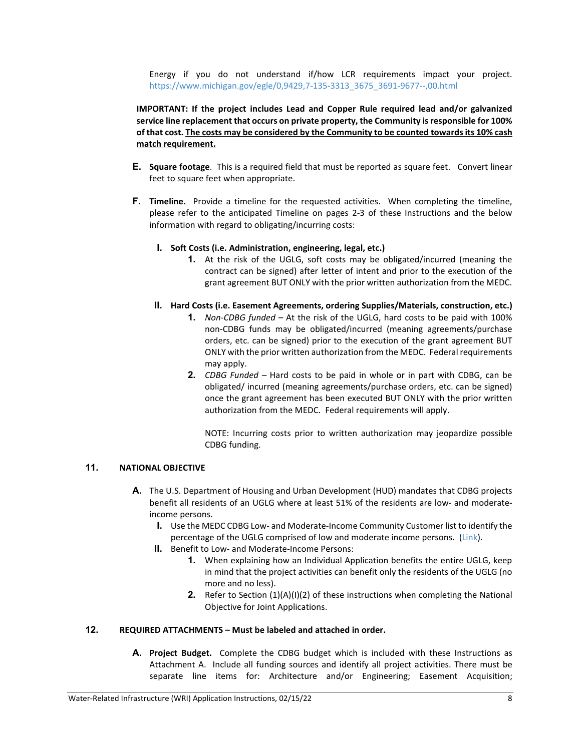Energy if you do not understand if/how LCR requirements impact your project. https://www.michigan.gov/egle/0,9429,7-135-3313_3675_3691-9677--,00.html

**IMPORTANT: If the project includes Lead and Copper Rule required lead and/or galvanized service line replacement that occurs on private property, the Community is responsible for 100% of that cost. <u>The costs may be considered by the Community to be counted towards its 10% cash match requirement.</u>**

**E.** **Square footage**. This is a required field that must be reported as square feet. Convert linear feet to square feet when appropriate.

**F.** **Timeline.** Provide a timeline for the requested activities. When completing the timeline, please refer to the anticipated Timeline on pages 2-3 of these Instructions and the below information with regard to obligating/incurring costs:

- **I.** **Soft Costs (i.e. Administration, engineering, legal, etc.)**
  1. At the risk of the UGLG, soft costs may be obligated/incurred (meaning the contract can be signed) after letter of intent and prior to the execution of the grant agreement BUT ONLY with the prior written authorization from the MEDC.
- **II.** **Hard Costs (i.e. Easement Agreements, ordering Supplies/Materials, construction, etc.)**
  1. *Non-CDBG funded* – At the risk of the UGLG, hard costs to be paid with 100% non-CDBG funds may be obligated/incurred (meaning agreements/purchase orders, etc. can be signed) prior to the execution of the grant agreement BUT ONLY with the prior written authorization from the MEDC. Federal requirements may apply.
  2. *CDBG Funded* – Hard costs to be paid in whole or in part with CDBG, can be obligated/ incurred (meaning agreements/purchase orders, etc. can be signed) once the grant agreement has been executed BUT ONLY with the prior written authorization from the MEDC. Federal requirements will apply.

     NOTE: Incurring costs prior to written authorization may jeopardize possible CDBG funding.

## 11. NATIONAL OBJECTIVE

**A.** The U.S. Department of Housing and Urban Development (HUD) mandates that CDBG projects benefit all residents of an UGLG where at least 51% of the residents are low- and moderate-income persons.

- **I.** Use the MEDC CDBG Low- and Moderate-Income Community Customer list to identify the percentage of the UGLG comprised of low and moderate income persons. (Link).
- **II.** Benefit to Low- and Moderate-Income Persons:
  1. When explaining how an Individual Application benefits the entire UGLG, keep in mind that the project activities can benefit only the residents of the UGLG (no more and no less).
  2. Refer to Section (1)(A)(I)(2) of these instructions when completing the National Objective for Joint Applications.

## 12. REQUIRED ATTACHMENTS – Must be labeled and attached in order.

**A.** **Project Budget.** Complete the CDBG budget which is included with these Instructions as Attachment A. Include all funding sources and identify all project activities. There must be separate line items for: Architecture and/or Engineering; Easement Acquisition;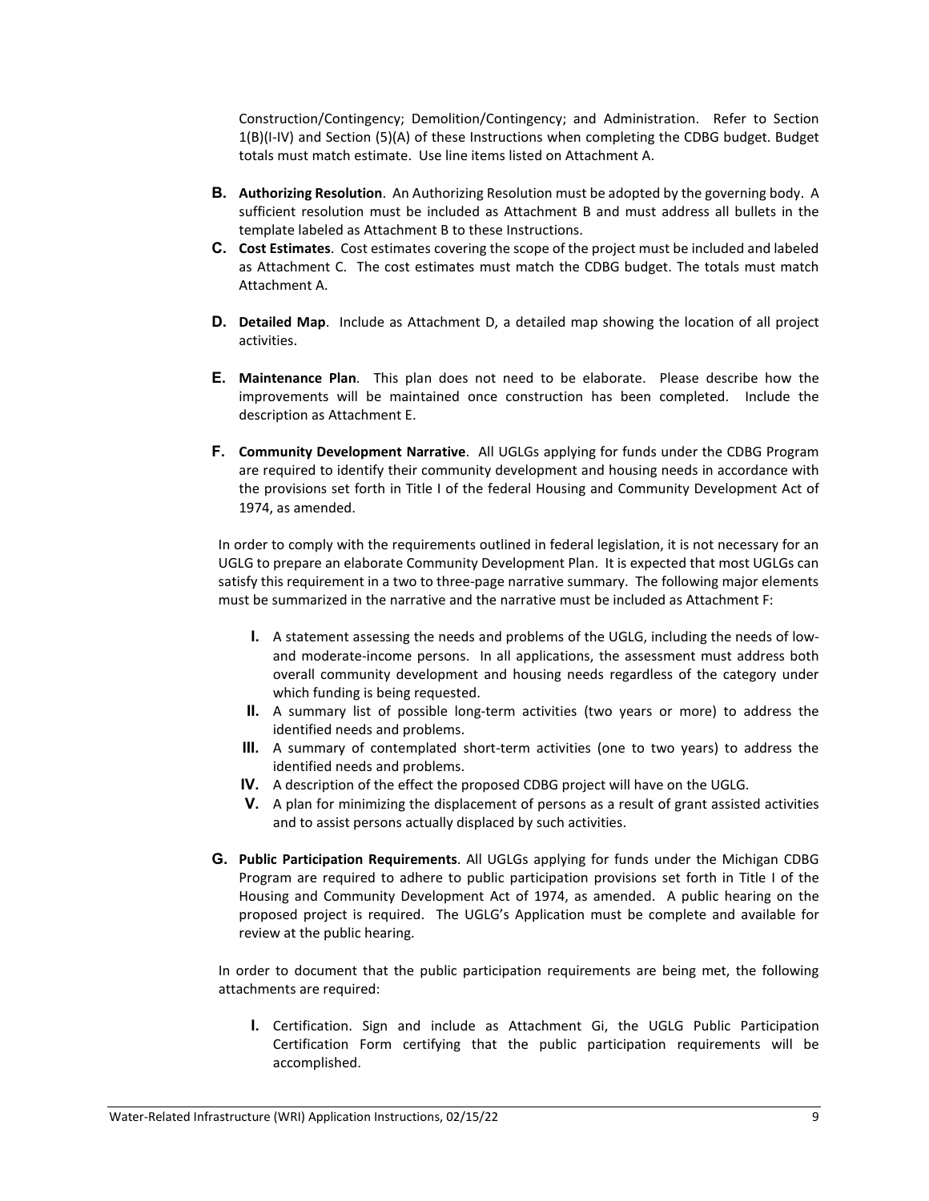Construction/Contingency; Demolition/Contingency; and Administration. Refer to Section 1(B)(I-IV) and Section (5)(A) of these Instructions when completing the CDBG budget. Budget totals must match estimate. Use line items listed on Attachment A.

**B.** **Authorizing Resolution**. An Authorizing Resolution must be adopted by the governing body. A sufficient resolution must be included as Attachment B and must address all bullets in the template labeled as Attachment B to these Instructions.

**C.** **Cost Estimates**. Cost estimates covering the scope of the project must be included and labeled as Attachment C. The cost estimates must match the CDBG budget. The totals must match Attachment A.

**D.** **Detailed Map**. Include as Attachment D, a detailed map showing the location of all project activities.

**E.** **Maintenance Plan**. This plan does not need to be elaborate. Please describe how the improvements will be maintained once construction has been completed. Include the description as Attachment E.

**F.** **Community Development Narrative**. All UGLGs applying for funds under the CDBG Program are required to identify their community development and housing needs in accordance with the provisions set forth in Title I of the federal Housing and Community Development Act of 1974, as amended.

In order to comply with the requirements outlined in federal legislation, it is not necessary for an UGLG to prepare an elaborate Community Development Plan. It is expected that most UGLGs can satisfy this requirement in a two to three-page narrative summary. The following major elements must be summarized in the narrative and the narrative must be included as Attachment F:

**I.** A statement assessing the needs and problems of the UGLG, including the needs of low- and moderate-income persons. In all applications, the assessment must address both overall community development and housing needs regardless of the category under which funding is being requested.

**II.** A summary list of possible long-term activities (two years or more) to address the identified needs and problems.

**III.** A summary of contemplated short-term activities (one to two years) to address the identified needs and problems.

**IV.** A description of the effect the proposed CDBG project will have on the UGLG.

**V.** A plan for minimizing the displacement of persons as a result of grant assisted activities and to assist persons actually displaced by such activities.

**G.** **Public Participation Requirements**. All UGLGs applying for funds under the Michigan CDBG Program are required to adhere to public participation provisions set forth in Title I of the Housing and Community Development Act of 1974, as amended. A public hearing on the proposed project is required. The UGLG's Application must be complete and available for review at the public hearing.

In order to document that the public participation requirements are being met, the following attachments are required:

**I.** Certification. Sign and include as Attachment Gi, the UGLG Public Participation Certification Form certifying that the public participation requirements will be accomplished.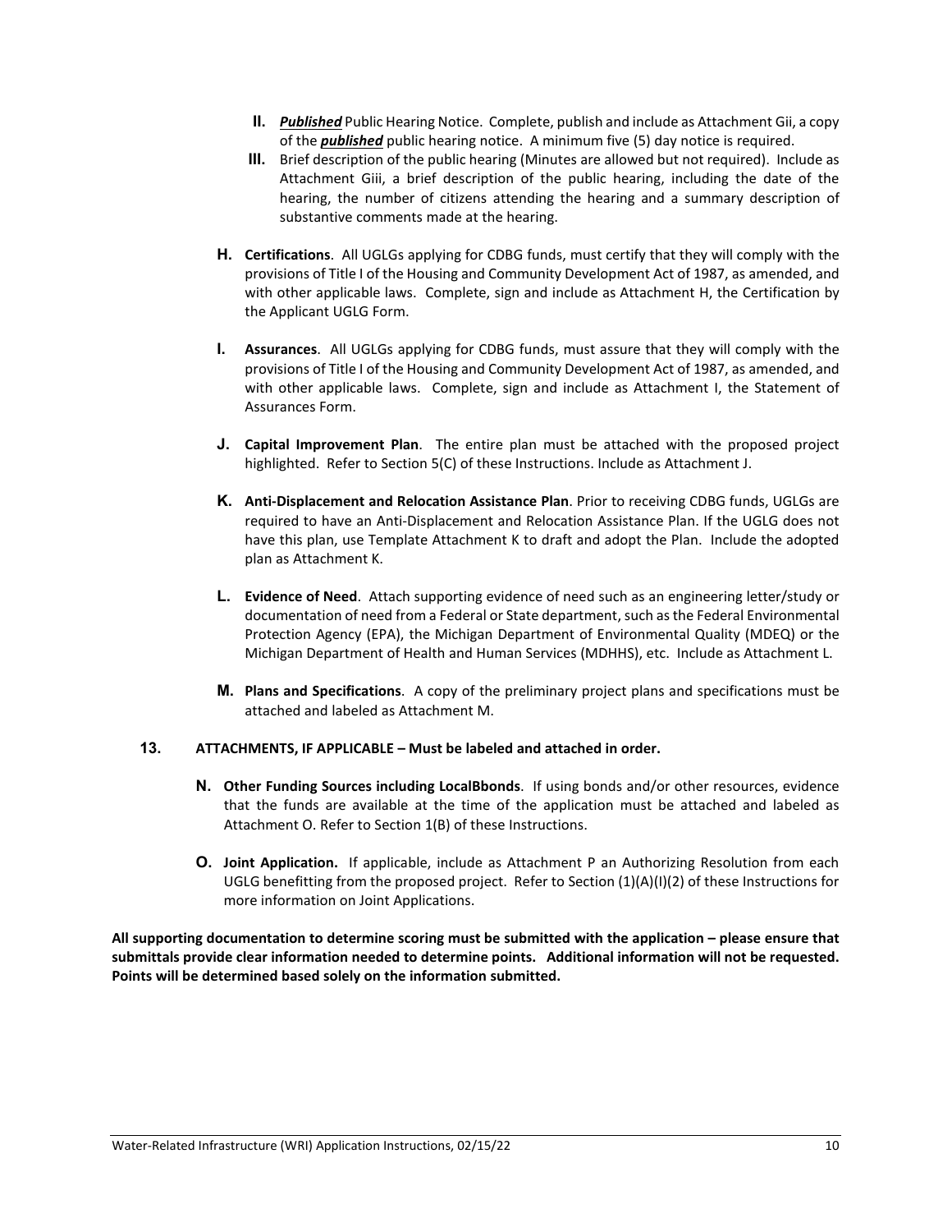- **II.** ***Published*** Public Hearing Notice. Complete, publish and include as Attachment Gii, a copy of the ***published*** public hearing notice. A minimum five (5) day notice is required.
- **III.** Brief description of the public hearing (Minutes are allowed but not required). Include as Attachment Giii, a brief description of the public hearing, including the date of the hearing, the number of citizens attending the hearing and a summary description of substantive comments made at the hearing.

**H.** **Certifications**. All UGLGs applying for CDBG funds, must certify that they will comply with the provisions of Title I of the Housing and Community Development Act of 1987, as amended, and with other applicable laws. Complete, sign and include as Attachment H, the Certification by the Applicant UGLG Form.

**I.** **Assurances**. All UGLGs applying for CDBG funds, must assure that they will comply with the provisions of Title I of the Housing and Community Development Act of 1987, as amended, and with other applicable laws. Complete, sign and include as Attachment I, the Statement of Assurances Form.

**J.** **Capital Improvement Plan**. The entire plan must be attached with the proposed project highlighted. Refer to Section 5(C) of these Instructions. Include as Attachment J.

**K.** **Anti-Displacement and Relocation Assistance Plan**. Prior to receiving CDBG funds, UGLGs are required to have an Anti-Displacement and Relocation Assistance Plan. If the UGLG does not have this plan, use Template Attachment K to draft and adopt the Plan. Include the adopted plan as Attachment K.

**L.** **Evidence of Need**. Attach supporting evidence of need such as an engineering letter/study or documentation of need from a Federal or State department, such as the Federal Environmental Protection Agency (EPA), the Michigan Department of Environmental Quality (MDEQ) or the Michigan Department of Health and Human Services (MDHHS), etc. Include as Attachment L.

**M.** **Plans and Specifications**. A copy of the preliminary project plans and specifications must be attached and labeled as Attachment M.

**13. ATTACHMENTS, IF APPLICABLE – Must be labeled and attached in order.**

**N.** **Other Funding Sources including LocalBbonds**. If using bonds and/or other resources, evidence that the funds are available at the time of the application must be attached and labeled as Attachment O. Refer to Section 1(B) of these Instructions.

**O.** **Joint Application.** If applicable, include as Attachment P an Authorizing Resolution from each UGLG benefitting from the proposed project. Refer to Section (1)(A)(I)(2) of these Instructions for more information on Joint Applications.

**All supporting documentation to determine scoring must be submitted with the application – please ensure that submittals provide clear information needed to determine points. Additional information will not be requested. Points will be determined based solely on the information submitted.**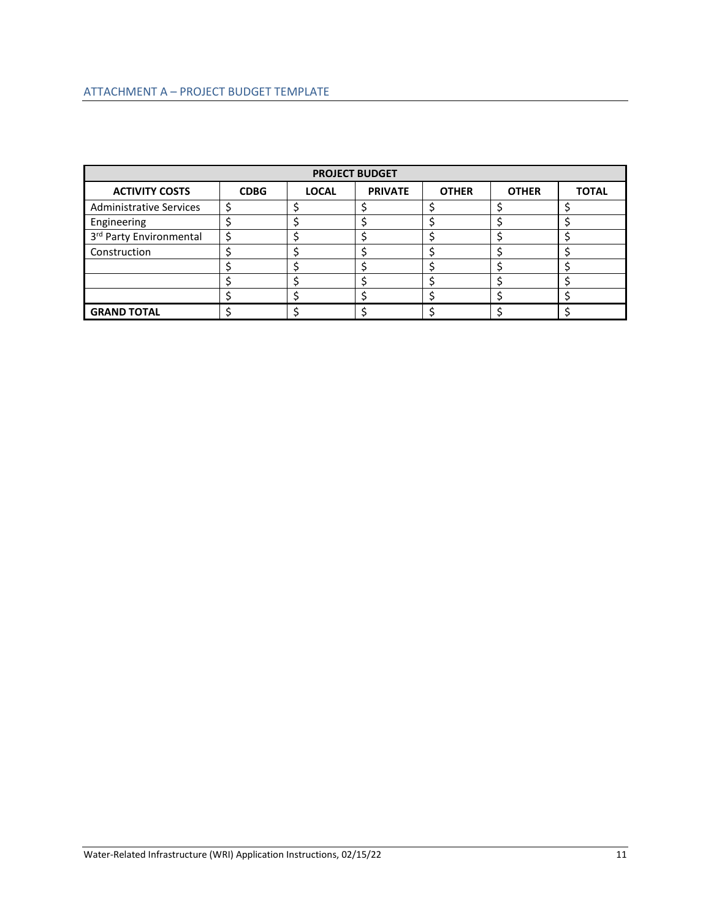## ATTACHMENT A – PROJECT BUDGET TEMPLATE

| PROJECT BUDGET | | | | | | |
|---|---|---|---|---|---|---|
| **ACTIVITY COSTS** | **CDBG** | **LOCAL** | **PRIVATE** | **OTHER** | **OTHER** | **TOTAL** |
| Administrative Services | $ | $ | $ | $ | $ | $ |
| Engineering | $ | $ | $ | $ | $ | $ |
| 3rd Party Environmental | $ | $ | $ | $ | $ | $ |
| Construction | $ | $ | $ | $ | $ | $ |
| | $ | $ | $ | $ | $ | $ |
| | $ | $ | $ | $ | $ | $ |
| | $ | $ | $ | $ | $ | $ |
| **GRAND TOTAL** | $ | $ | $ | $ | $ | $ |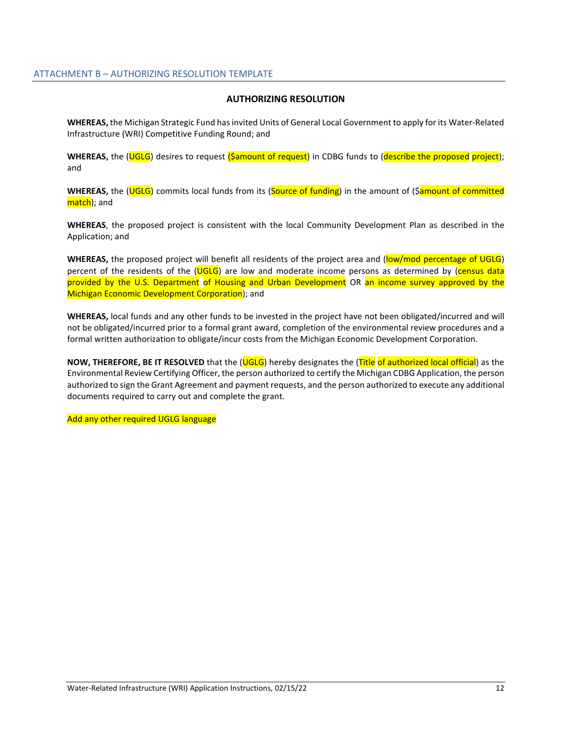## ATTACHMENT B – AUTHORIZING RESOLUTION TEMPLATE

### AUTHORIZING RESOLUTION

**WHEREAS,** the Michigan Strategic Fund has invited Units of General Local Government to apply for its Water-Related Infrastructure (WRI) Competitive Funding Round; and

**WHEREAS,** the (UGLG) desires to request ($amount of request) in CDBG funds to (describe the proposed project); and

**WHEREAS,** the (UGLG) commits local funds from its (Source of funding) in the amount of ($amount of committed match); and

**WHEREAS**, the proposed project is consistent with the local Community Development Plan as described in the Application; and

**WHEREAS,** the proposed project will benefit all residents of the project area and (low/mod percentage of UGLG) percent of the residents of the (UGLG) are low and moderate income persons as determined by (census data provided by the U.S. Department of Housing and Urban Development OR an income survey approved by the Michigan Economic Development Corporation); and

**WHEREAS,** local funds and any other funds to be invested in the project have not been obligated/incurred and will not be obligated/incurred prior to a formal grant award, completion of the environmental review procedures and a formal written authorization to obligate/incur costs from the Michigan Economic Development Corporation.

**NOW, THEREFORE, BE IT RESOLVED** that the (UGLG) hereby designates the (Title of authorized local official) as the Environmental Review Certifying Officer, the person authorized to certify the Michigan CDBG Application, the person authorized to sign the Grant Agreement and payment requests, and the person authorized to execute any additional documents required to carry out and complete the grant.

Add any other required UGLG language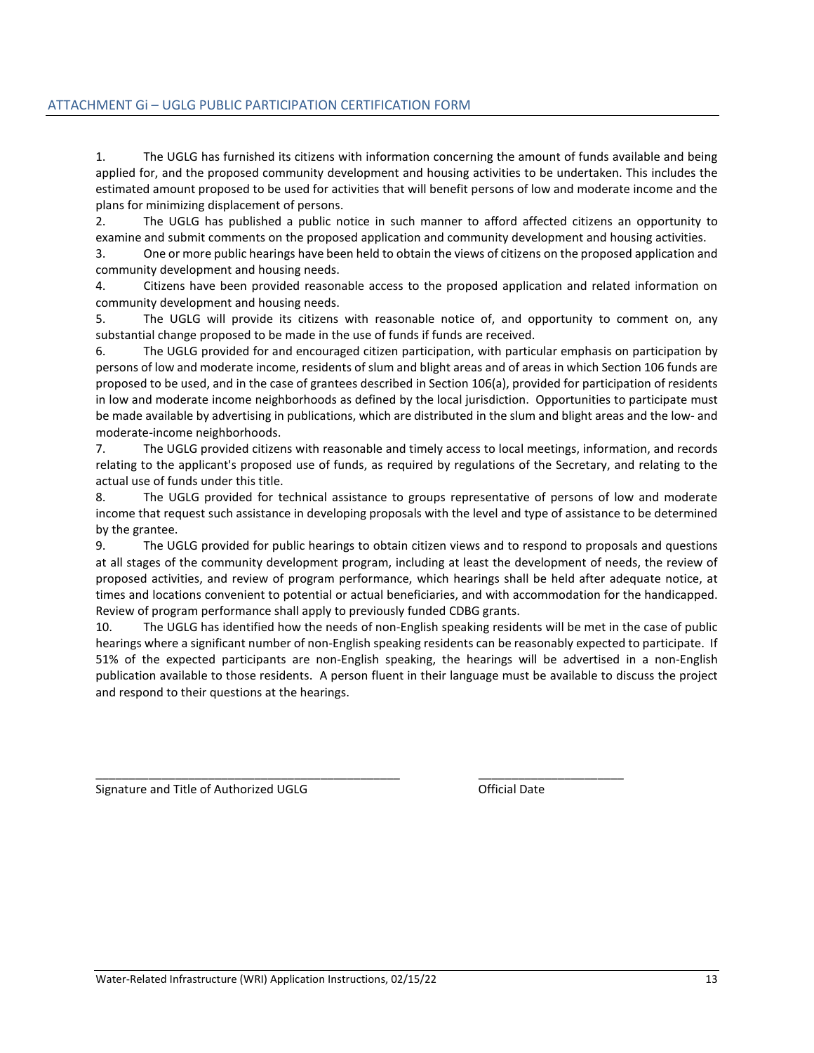## ATTACHMENT Gi – UGLG PUBLIC PARTICIPATION CERTIFICATION FORM

1. The UGLG has furnished its citizens with information concerning the amount of funds available and being applied for, and the proposed community development and housing activities to be undertaken. This includes the estimated amount proposed to be used for activities that will benefit persons of low and moderate income and the plans for minimizing displacement of persons.
2. The UGLG has published a public notice in such manner to afford affected citizens an opportunity to examine and submit comments on the proposed application and community development and housing activities.
3. One or more public hearings have been held to obtain the views of citizens on the proposed application and community development and housing needs.
4. Citizens have been provided reasonable access to the proposed application and related information on community development and housing needs.
5. The UGLG will provide its citizens with reasonable notice of, and opportunity to comment on, any substantial change proposed to be made in the use of funds if funds are received.
6. The UGLG provided for and encouraged citizen participation, with particular emphasis on participation by persons of low and moderate income, residents of slum and blight areas and of areas in which Section 106 funds are proposed to be used, and in the case of grantees described in Section 106(a), provided for participation of residents in low and moderate income neighborhoods as defined by the local jurisdiction. Opportunities to participate must be made available by advertising in publications, which are distributed in the slum and blight areas and the low- and moderate-income neighborhoods.
7. The UGLG provided citizens with reasonable and timely access to local meetings, information, and records relating to the applicant's proposed use of funds, as required by regulations of the Secretary, and relating to the actual use of funds under this title.
8. The UGLG provided for technical assistance to groups representative of persons of low and moderate income that request such assistance in developing proposals with the level and type of assistance to be determined by the grantee.
9. The UGLG provided for public hearings to obtain citizen views and to respond to proposals and questions at all stages of the community development program, including at least the development of needs, the review of proposed activities, and review of program performance, which hearings shall be held after adequate notice, at times and locations convenient to potential or actual beneficiaries, and with accommodation for the handicapped. Review of program performance shall apply to previously funded CDBG grants.
10. The UGLG has identified how the needs of non-English speaking residents will be met in the case of public hearings where a significant number of non-English speaking residents can be reasonably expected to participate. If 51% of the expected participants are non-English speaking, the hearings will be advertised in a non-English publication available to those residents. A person fluent in their language must be available to discuss the project and respond to their questions at the hearings.

_______________________________________________ ______________________

Signature and Title of Authorized UGLG Official Date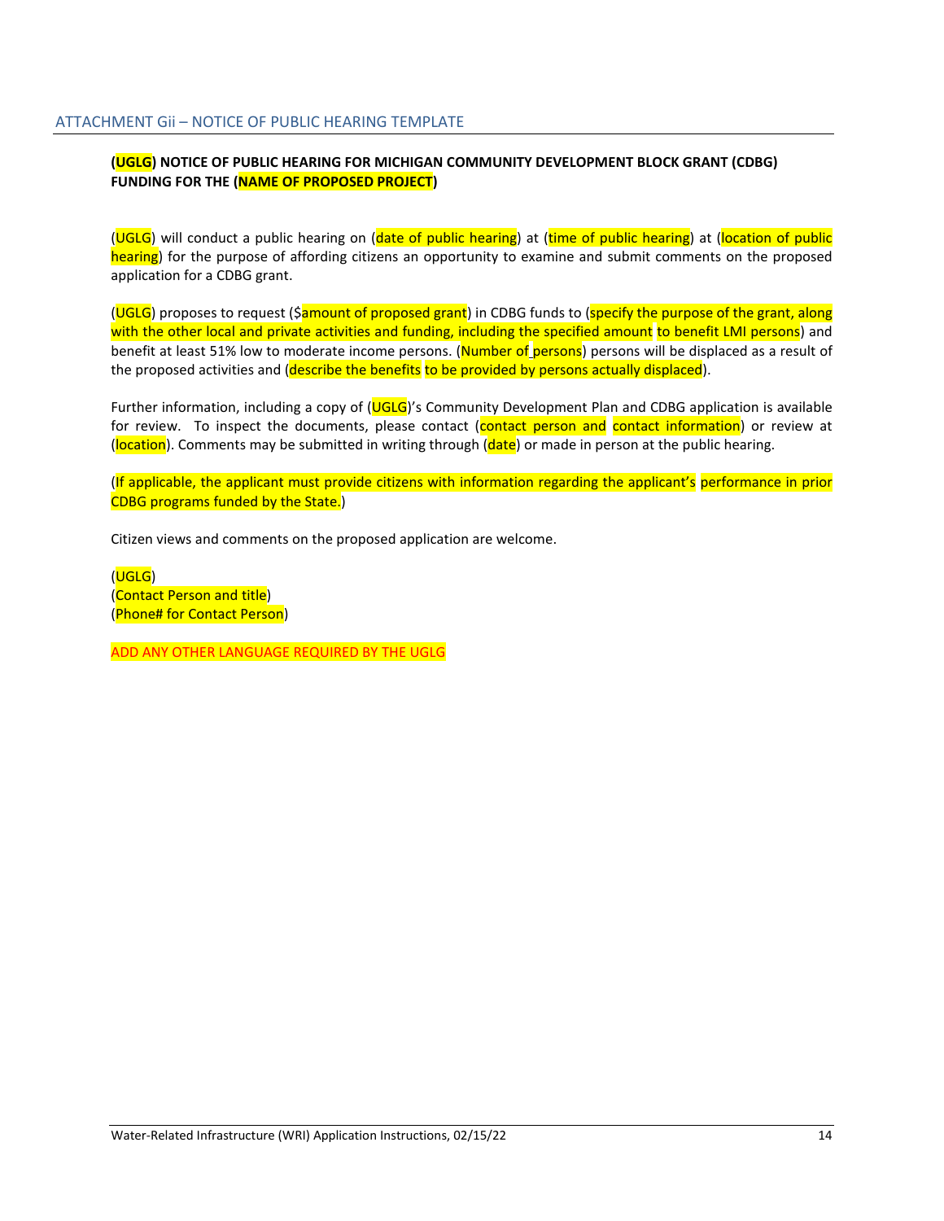## ATTACHMENT Gii – NOTICE OF PUBLIC HEARING TEMPLATE

**(UGLG) NOTICE OF PUBLIC HEARING FOR MICHIGAN COMMUNITY DEVELOPMENT BLOCK GRANT (CDBG) FUNDING FOR THE (NAME OF PROPOSED PROJECT)**

(UGLG) will conduct a public hearing on (date of public hearing) at (time of public hearing) at (location of public hearing) for the purpose of affording citizens an opportunity to examine and submit comments on the proposed application for a CDBG grant.

(UGLG) proposes to request ($amount of proposed grant) in CDBG funds to (specify the purpose of the grant, along with the other local and private activities and funding, including the specified amount to benefit LMI persons) and benefit at least 51% low to moderate income persons. (Number of persons) persons will be displaced as a result of the proposed activities and (describe the benefits to be provided by persons actually displaced).

Further information, including a copy of (UGLG)'s Community Development Plan and CDBG application is available for review. To inspect the documents, please contact (contact person and contact information) or review at (location). Comments may be submitted in writing through (date) or made in person at the public hearing.

(If applicable, the applicant must provide citizens with information regarding the applicant's performance in prior CDBG programs funded by the State.)

Citizen views and comments on the proposed application are welcome.

(UGLG)
(Contact Person and title)
(Phone# for Contact Person)

ADD ANY OTHER LANGUAGE REQUIRED BY THE UGLG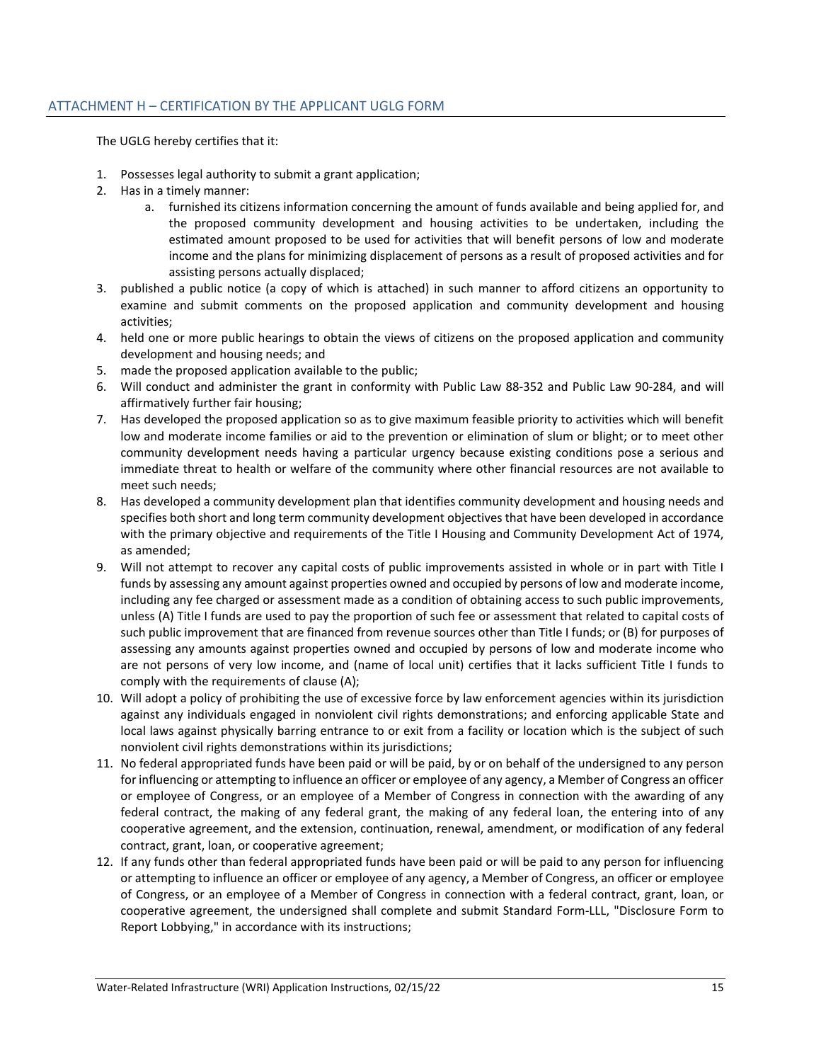## ATTACHMENT H – CERTIFICATION BY THE APPLICANT UGLG FORM

The UGLG hereby certifies that it:

1. Possesses legal authority to submit a grant application;
2. Has in a timely manner:
    a. furnished its citizens information concerning the amount of funds available and being applied for, and the proposed community development and housing activities to be undertaken, including the estimated amount proposed to be used for activities that will benefit persons of low and moderate income and the plans for minimizing displacement of persons as a result of proposed activities and for assisting persons actually displaced;
3. published a public notice (a copy of which is attached) in such manner to afford citizens an opportunity to examine and submit comments on the proposed application and community development and housing activities;
4. held one or more public hearings to obtain the views of citizens on the proposed application and community development and housing needs; and
5. made the proposed application available to the public;
6. Will conduct and administer the grant in conformity with Public Law 88-352 and Public Law 90-284, and will affirmatively further fair housing;
7. Has developed the proposed application so as to give maximum feasible priority to activities which will benefit low and moderate income families or aid to the prevention or elimination of slum or blight; or to meet other community development needs having a particular urgency because existing conditions pose a serious and immediate threat to health or welfare of the community where other financial resources are not available to meet such needs;
8. Has developed a community development plan that identifies community development and housing needs and specifies both short and long term community development objectives that have been developed in accordance with the primary objective and requirements of the Title I Housing and Community Development Act of 1974, as amended;
9. Will not attempt to recover any capital costs of public improvements assisted in whole or in part with Title I funds by assessing any amount against properties owned and occupied by persons of low and moderate income, including any fee charged or assessment made as a condition of obtaining access to such public improvements, unless (A) Title I funds are used to pay the proportion of such fee or assessment that related to capital costs of such public improvement that are financed from revenue sources other than Title I funds; or (B) for purposes of assessing any amounts against properties owned and occupied by persons of low and moderate income who are not persons of very low income, and (name of local unit) certifies that it lacks sufficient Title I funds to comply with the requirements of clause (A);
10. Will adopt a policy of prohibiting the use of excessive force by law enforcement agencies within its jurisdiction against any individuals engaged in nonviolent civil rights demonstrations; and enforcing applicable State and local laws against physically barring entrance to or exit from a facility or location which is the subject of such nonviolent civil rights demonstrations within its jurisdictions;
11. No federal appropriated funds have been paid or will be paid, by or on behalf of the undersigned to any person for influencing or attempting to influence an officer or employee of any agency, a Member of Congress an officer or employee of Congress, or an employee of a Member of Congress in connection with the awarding of any federal contract, the making of any federal grant, the making of any federal loan, the entering into of any cooperative agreement, and the extension, continuation, renewal, amendment, or modification of any federal contract, grant, loan, or cooperative agreement;
12. If any funds other than federal appropriated funds have been paid or will be paid to any person for influencing or attempting to influence an officer or employee of any agency, a Member of Congress, an officer or employee of Congress, or an employee of a Member of Congress in connection with a federal contract, grant, loan, or cooperative agreement, the undersigned shall complete and submit Standard Form-LLL, "Disclosure Form to Report Lobbying," in accordance with its instructions;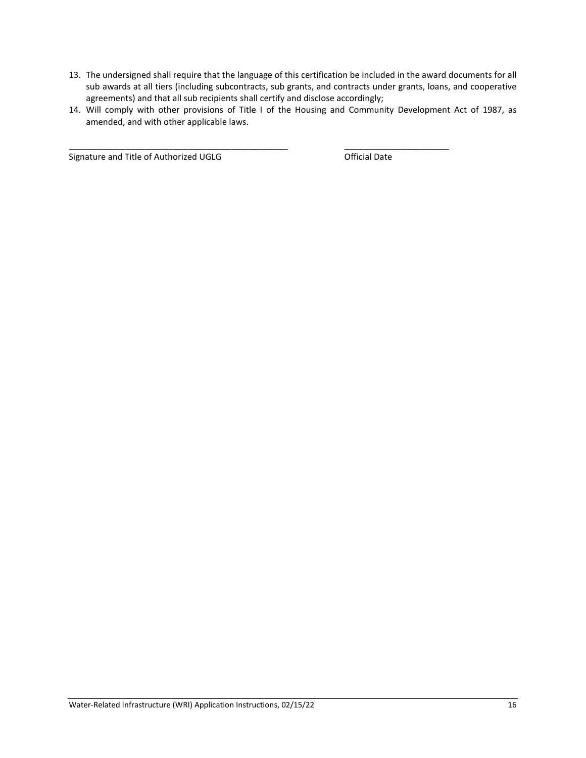13. The undersigned shall require that the language of this certification be included in the award documents for all sub awards at all tiers (including subcontracts, sub grants, and contracts under grants, loans, and cooperative agreements) and that all sub recipients shall certify and disclose accordingly;
14. Will comply with other provisions of Title I of the Housing and Community Development Act of 1987, as amended, and with other applicable laws.

_______________________________________________ ______________________

Signature and Title of Authorized UGLG Official Date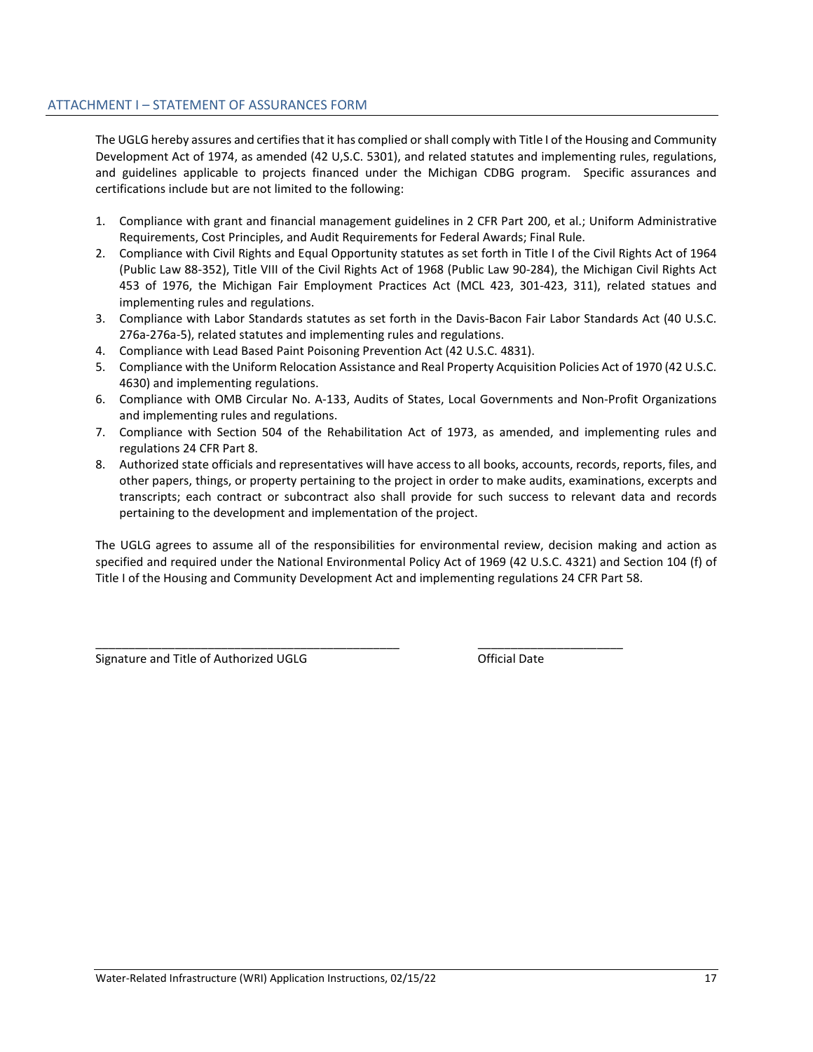## ATTACHMENT I – STATEMENT OF ASSURANCES FORM

The UGLG hereby assures and certifies that it has complied or shall comply with Title I of the Housing and Community Development Act of 1974, as amended (42 U,S.C. 5301), and related statutes and implementing rules, regulations, and guidelines applicable to projects financed under the Michigan CDBG program. Specific assurances and certifications include but are not limited to the following:

1. Compliance with grant and financial management guidelines in 2 CFR Part 200, et al.; Uniform Administrative Requirements, Cost Principles, and Audit Requirements for Federal Awards; Final Rule.
2. Compliance with Civil Rights and Equal Opportunity statutes as set forth in Title I of the Civil Rights Act of 1964 (Public Law 88-352), Title VIII of the Civil Rights Act of 1968 (Public Law 90-284), the Michigan Civil Rights Act 453 of 1976, the Michigan Fair Employment Practices Act (MCL 423, 301-423, 311), related statues and implementing rules and regulations.
3. Compliance with Labor Standards statutes as set forth in the Davis-Bacon Fair Labor Standards Act (40 U.S.C. 276a-276a-5), related statutes and implementing rules and regulations.
4. Compliance with Lead Based Paint Poisoning Prevention Act (42 U.S.C. 4831).
5. Compliance with the Uniform Relocation Assistance and Real Property Acquisition Policies Act of 1970 (42 U.S.C. 4630) and implementing regulations.
6. Compliance with OMB Circular No. A-133, Audits of States, Local Governments and Non-Profit Organizations and implementing rules and regulations.
7. Compliance with Section 504 of the Rehabilitation Act of 1973, as amended, and implementing rules and regulations 24 CFR Part 8.
8. Authorized state officials and representatives will have access to all books, accounts, records, reports, files, and other papers, things, or property pertaining to the project in order to make audits, examinations, excerpts and transcripts; each contract or subcontract also shall provide for such success to relevant data and records pertaining to the development and implementation of the project.

The UGLG agrees to assume all of the responsibilities for environmental review, decision making and action as specified and required under the National Environmental Policy Act of 1969 (42 U.S.C. 4321) and Section 104 (f) of Title I of the Housing and Community Development Act and implementing regulations 24 CFR Part 58.

\_\_\_\_\_\_\_\_\_\_\_\_\_\_\_\_\_\_\_\_\_\_\_\_\_\_\_\_\_\_\_\_\_\_\_\_\_\_\_\_\_\_\_\_ \_\_\_\_\_\_\_\_\_\_\_\_\_\_\_\_\_\_\_\_\_\_

Signature and Title of Authorized UGLG Official Date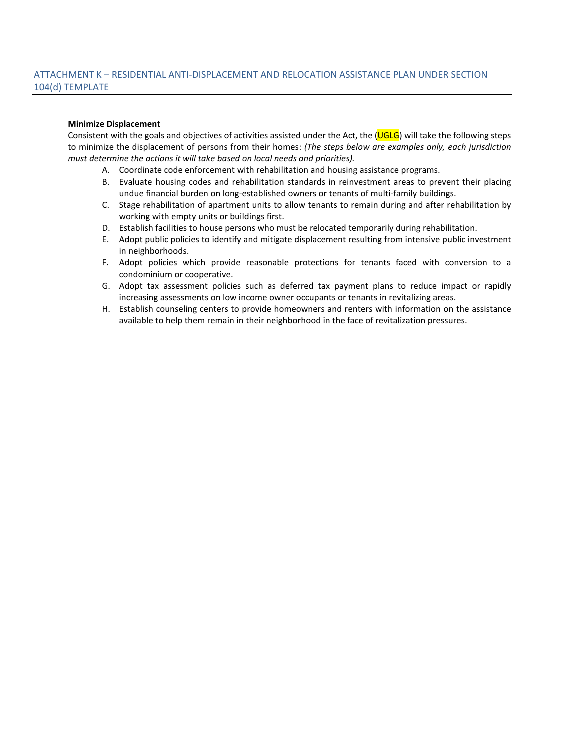ATTACHMENT K – RESIDENTIAL ANTI-DISPLACEMENT AND RELOCATION ASSISTANCE PLAN UNDER SECTION 104(d) TEMPLATE

**Minimize Displacement**

Consistent with the goals and objectives of activities assisted under the Act, the (UGLG) will take the following steps to minimize the displacement of persons from their homes: *(The steps below are examples only, each jurisdiction must determine the actions it will take based on local needs and priorities).*

A. Coordinate code enforcement with rehabilitation and housing assistance programs.
B. Evaluate housing codes and rehabilitation standards in reinvestment areas to prevent their placing undue financial burden on long-established owners or tenants of multi-family buildings.
C. Stage rehabilitation of apartment units to allow tenants to remain during and after rehabilitation by working with empty units or buildings first.
D. Establish facilities to house persons who must be relocated temporarily during rehabilitation.
E. Adopt public policies to identify and mitigate displacement resulting from intensive public investment in neighborhoods.
F. Adopt policies which provide reasonable protections for tenants faced with conversion to a condominium or cooperative.
G. Adopt tax assessment policies such as deferred tax payment plans to reduce impact or rapidly increasing assessments on low income owner occupants or tenants in revitalizing areas.
H. Establish counseling centers to provide homeowners and renters with information on the assistance available to help them remain in their neighborhood in the face of revitalization pressures.